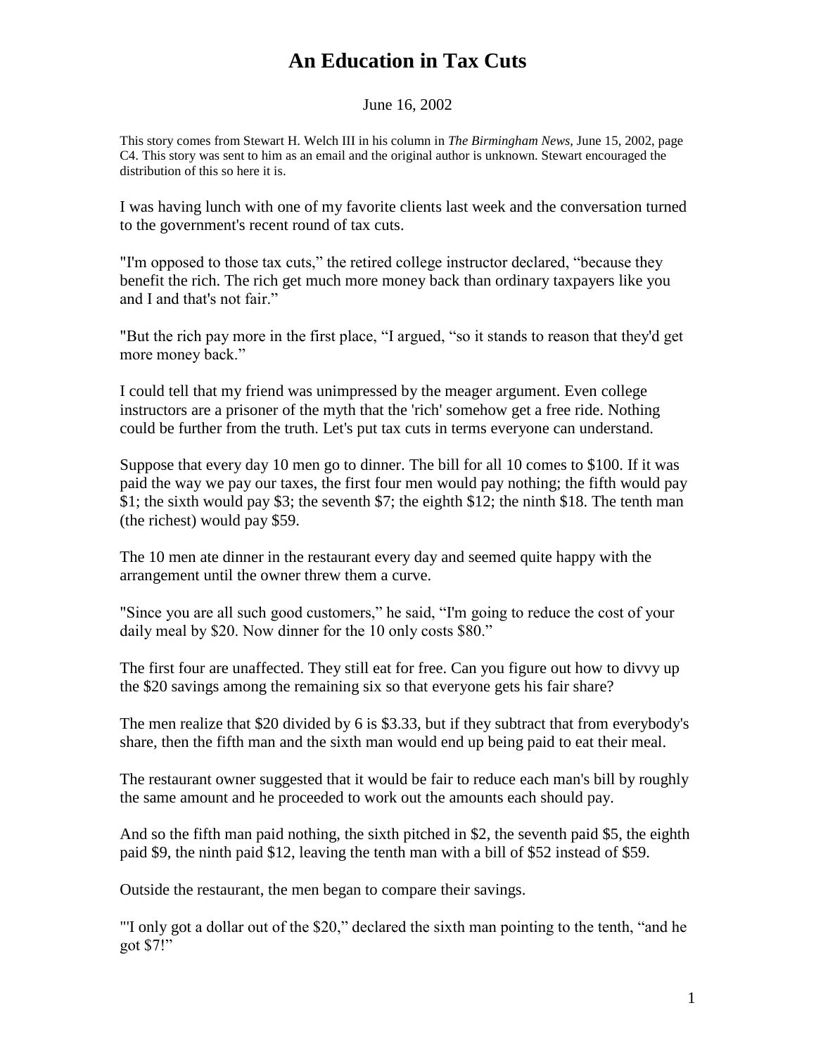# An Education in Tax Cuts

June 16, 2002

This story comes from Stewart H. Welch III in his column in *The Birmingham News*, June 15, 2002, page C4. This story was sent to him as an email and the original author is unknown. Stewart encouraged the distribution of this so here it is.

I was having lunch with one of my favorite clients last week and the conversation turned to the government's recent round of tax cuts.

"I'm opposed to those tax cuts," the retired college instructor declared, "because they benefit the rich. The rich get much more money back than ordinary taxpayers like you and I and that's not fair."

"But the rich pay more in the first place, "I argued, "so it stands to reason that they'd get more money back."

I could tell that my friend was unimpressed by the meager argument. Even college instructors are a prisoner of the myth that the 'rich' somehow get a free ride. Nothing could be further from the truth. Let's put tax cuts in terms everyone can understand.

Suppose that every day 10 men go to dinner. The bill for all 10 comes to $100. If it was paid the way we pay our taxes, the first four men would pay nothing; the fifth would pay $1; the sixth would pay $3; the seventh $7; the eighth $12; the ninth $18. The tenth man (the richest) would pay $59.

The 10 men ate dinner in the restaurant every day and seemed quite happy with the arrangement until the owner threw them a curve.

"Since you are all such good customers," he said, "I'm going to reduce the cost of your daily meal by $20. Now dinner for the 10 only costs $80."

The first four are unaffected. They still eat for free. Can you figure out how to divvy up the $20 savings among the remaining six so that everyone gets his fair share?

The men realize that $20 divided by 6 is $3.33, but if they subtract that from everybody's share, then the fifth man and the sixth man would end up being paid to eat their meal.

The restaurant owner suggested that it would be fair to reduce each man's bill by roughly the same amount and he proceeded to work out the amounts each should pay.

And so the fifth man paid nothing, the sixth pitched in $2, the seventh paid $5, the eighth paid $9, the ninth paid $12, leaving the tenth man with a bill of $52 instead of $59.

Outside the restaurant, the men began to compare their savings.

"'I only got a dollar out of the $20," declared the sixth man pointing to the tenth, "and he got $7!"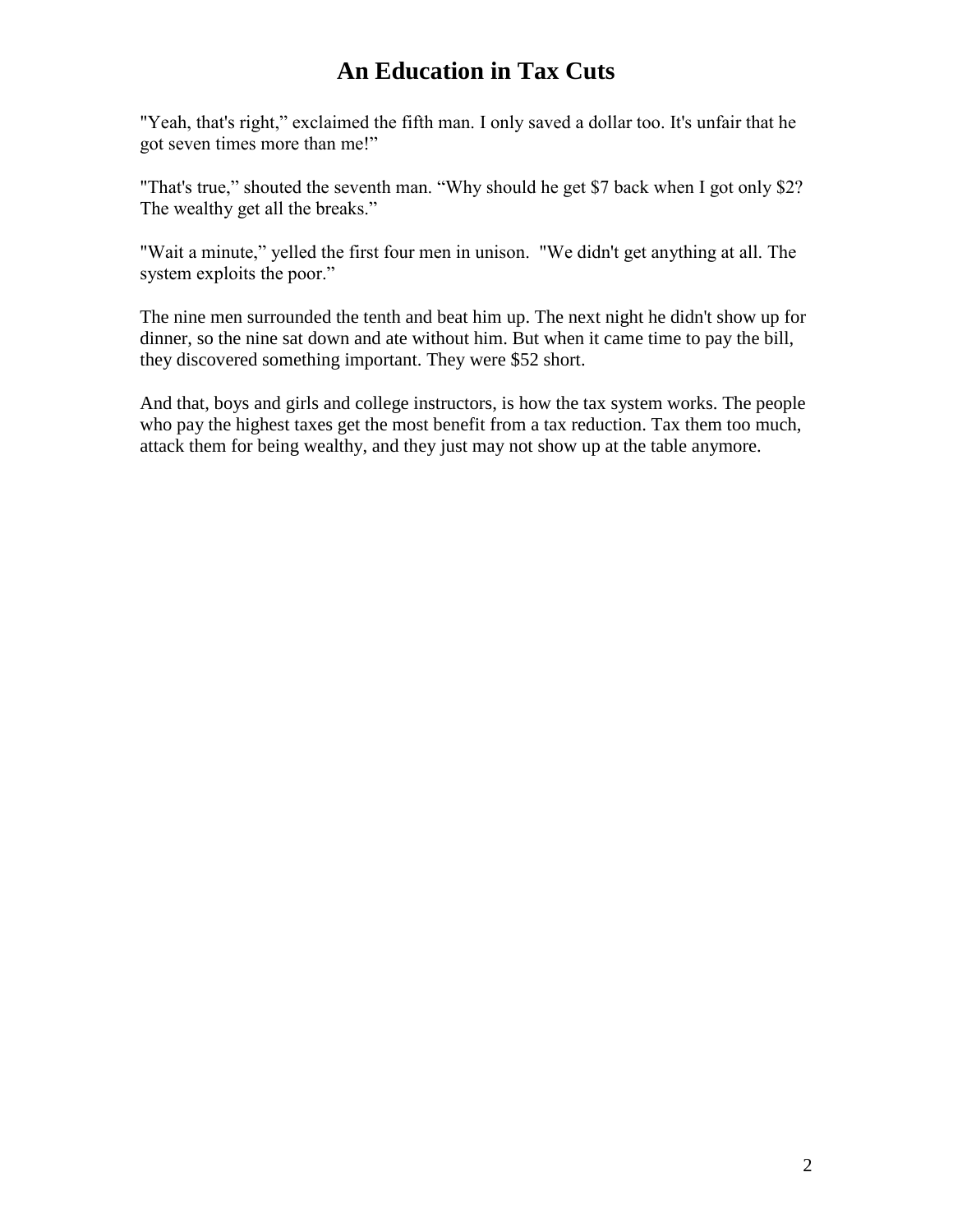"Yeah, that's right," exclaimed the fifth man. I only saved a dollar too. It's unfair that he got seven times more than me!"

"That's true," shouted the seventh man. "Why should he get $7 back when I got only $2? The wealthy get all the breaks."

"Wait a minute," yelled the first four men in unison. "We didn't get anything at all. The system exploits the poor."

The nine men surrounded the tenth and beat him up. The next night he didn't show up for dinner, so the nine sat down and ate without him. But when it came time to pay the bill, they discovered something important. They were $52 short.

And that, boys and girls and college instructors, is how the tax system works. The people who pay the highest taxes get the most benefit from a tax reduction. Tax them too much, attack them for being wealthy, and they just may not show up at the table anymore.